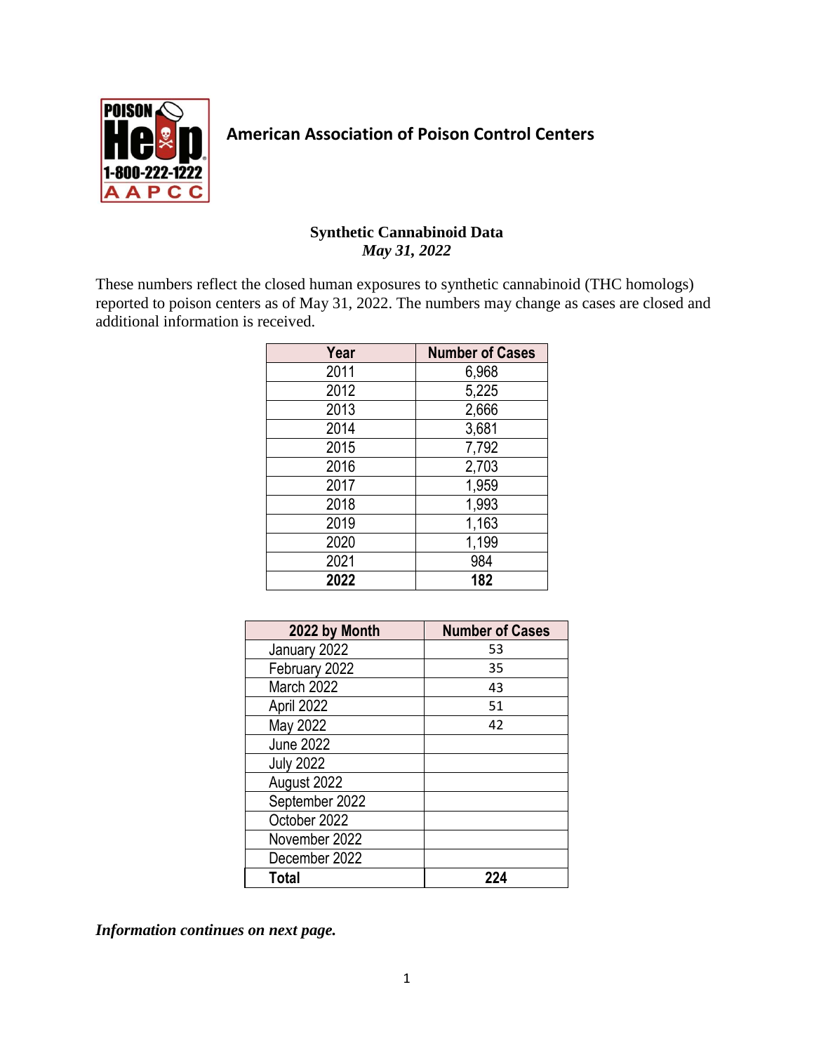POISON Help 1-800-222-1222 AAPCC

**American Association of Poison Control Centers**

**Synthetic Cannabinoid Data**
***May 31, 2022***

These numbers reflect the closed human exposures to synthetic cannabinoid (THC homologs) reported to poison centers as of May 31, 2022. The numbers may change as cases are closed and additional information is received.

| Year | Number of Cases |
|---|---|
| 2011 | 6,968 |
| 2012 | 5,225 |
| 2013 | 2,666 |
| 2014 | 3,681 |
| 2015 | 7,792 |
| 2016 | 2,703 |
| 2017 | 1,959 |
| 2018 | 1,993 |
| 2019 | 1,163 |
| 2020 | 1,199 |
| 2021 | 984 |
| **2022** | **182** |

| 2022 by Month | Number of Cases |
|---|---|
| January 2022 | 53 |
| February 2022 | 35 |
| March 2022 | 43 |
| April 2022 | 51 |
| May 2022 | 42 |
| June 2022 | |
| July 2022 | |
| August 2022 | |
| September 2022 | |
| October 2022 | |
| November 2022 | |
| December 2022 | |
| **Total** | **224** |

***Information continues on next page.***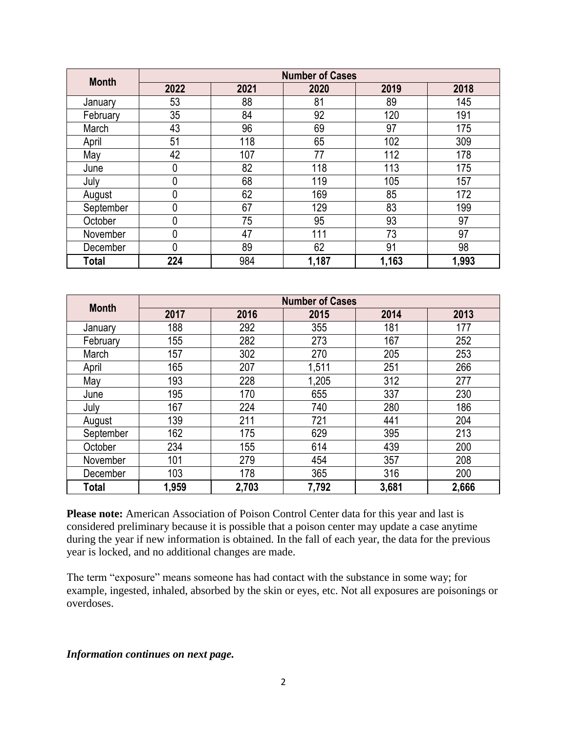| Month | Number of Cases | | | | |
|---|---|---|---|---|---|
| | 2022 | 2021 | 2020 | 2019 | 2018 |
| January | 53 | 88 | 81 | 89 | 145 |
| February | 35 | 84 | 92 | 120 | 191 |
| March | 43 | 96 | 69 | 97 | 175 |
| April | 51 | 118 | 65 | 102 | 309 |
| May | 42 | 107 | 77 | 112 | 178 |
| June | 0 | 82 | 118 | 113 | 175 |
| July | 0 | 68 | 119 | 105 | 157 |
| August | 0 | 62 | 169 | 85 | 172 |
| September | 0 | 67 | 129 | 83 | 199 |
| October | 0 | 75 | 95 | 93 | 97 |
| November | 0 | 47 | 111 | 73 | 97 |
| December | 0 | 89 | 62 | 91 | 98 |
| **Total** | **224** | 984 | **1,187** | **1,163** | **1,993** |

| Month | Number of Cases | | | | |
|---|---|---|---|---|---|
| | 2017 | 2016 | 2015 | 2014 | 2013 |
| January | 188 | 292 | 355 | 181 | 177 |
| February | 155 | 282 | 273 | 167 | 252 |
| March | 157 | 302 | 270 | 205 | 253 |
| April | 165 | 207 | 1,511 | 251 | 266 |
| May | 193 | 228 | 1,205 | 312 | 277 |
| June | 195 | 170 | 655 | 337 | 230 |
| July | 167 | 224 | 740 | 280 | 186 |
| August | 139 | 211 | 721 | 441 | 204 |
| September | 162 | 175 | 629 | 395 | 213 |
| October | 234 | 155 | 614 | 439 | 200 |
| November | 101 | 279 | 454 | 357 | 208 |
| December | 103 | 178 | 365 | 316 | 200 |
| **Total** | **1,959** | **2,703** | **7,792** | **3,681** | **2,666** |

**Please note:** American Association of Poison Control Center data for this year and last is considered preliminary because it is possible that a poison center may update a case anytime during the year if new information is obtained. In the fall of each year, the data for the previous year is locked, and no additional changes are made.

The term "exposure" means someone has had contact with the substance in some way; for example, ingested, inhaled, absorbed by the skin or eyes, etc. Not all exposures are poisonings or overdoses.

***Information continues on next page.***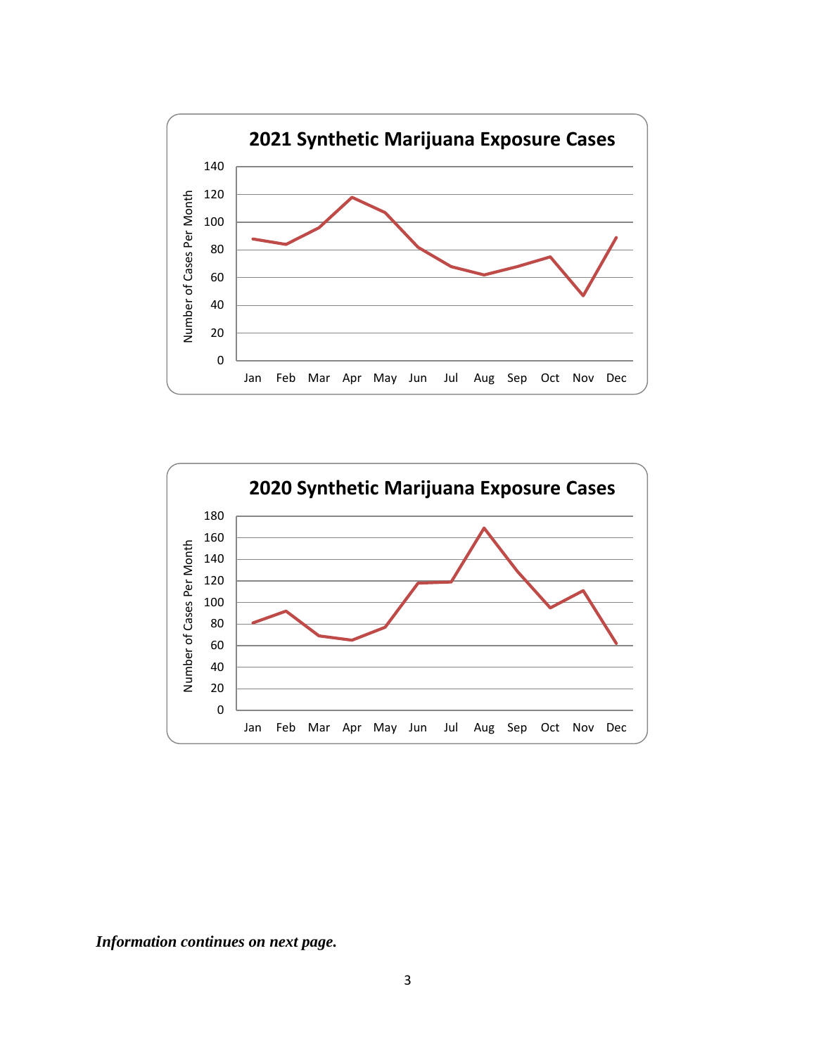**2021 Synthetic Marijuana Exposure Cases**

**2020 Synthetic Marijuana Exposure Cases**

***Information continues on next page.***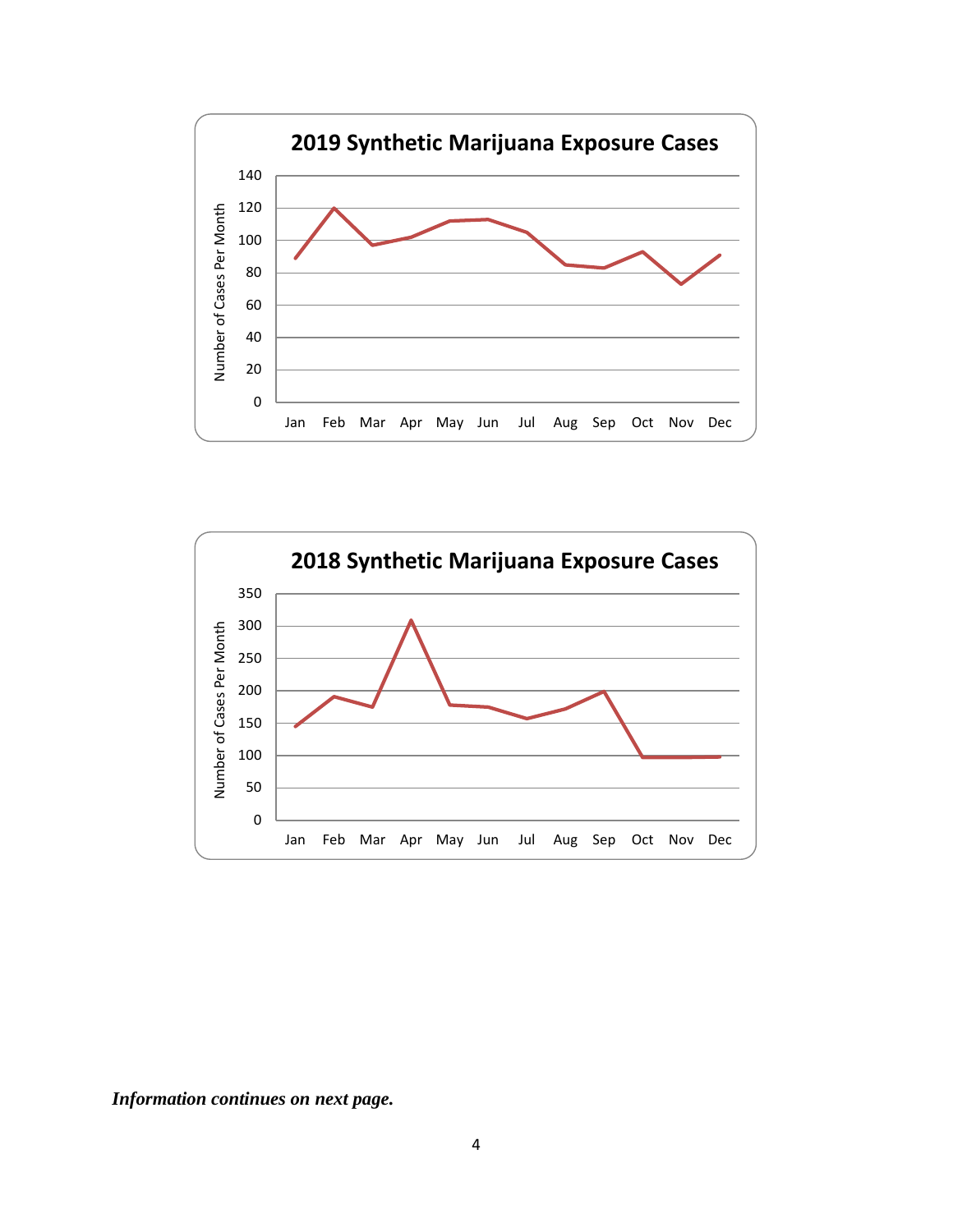**2019 Synthetic Marijuana Exposure Cases**

Number of Cases Per Month

140
120
100
80
60
40
20
0

Jan Feb Mar Apr May Jun Jul Aug Sep Oct Nov Dec

**2018 Synthetic Marijuana Exposure Cases**

Number of Cases Per Month

350
300
250
200
150
100
50
0

Jan Feb Mar Apr May Jun Jul Aug Sep Oct Nov Dec

***Information continues on next page.***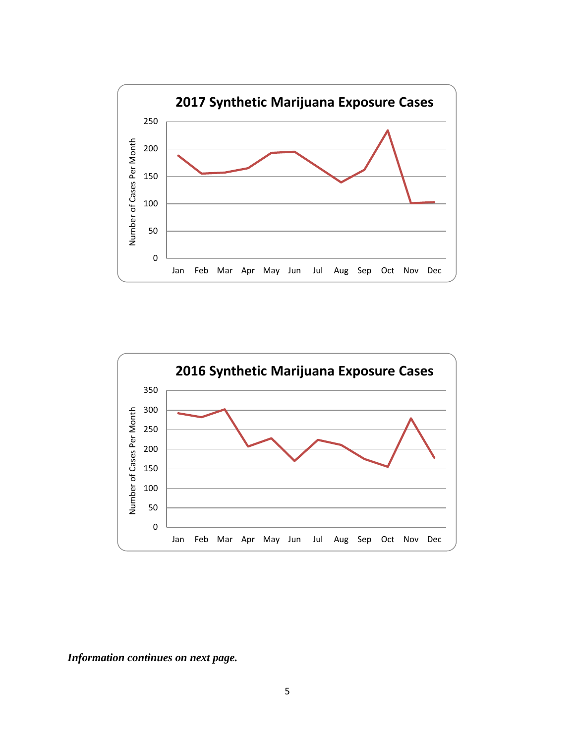**2017 Synthetic Marijuana Exposure Cases**

**2016 Synthetic Marijuana Exposure Cases**

***Information continues on next page.***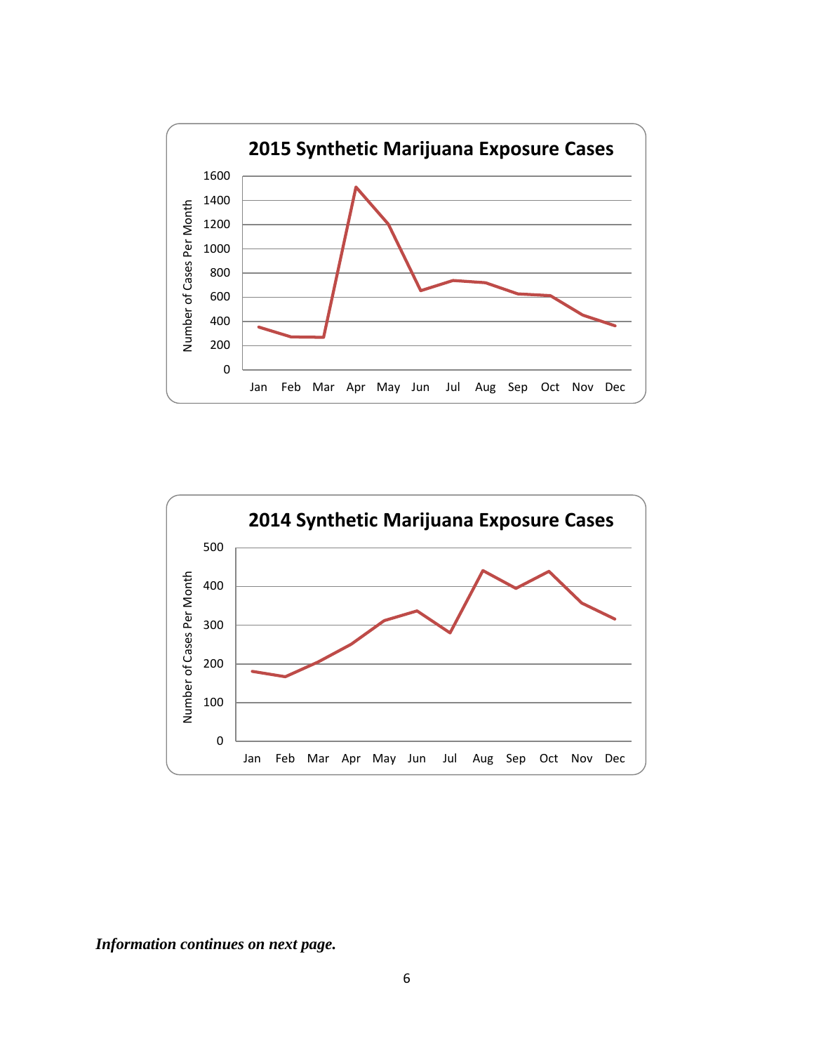**2015 Synthetic Marijuana Exposure Cases**

Number of Cases Per Month

1600
1400
1200
1000
800
600
400
200
0

Jan Feb Mar Apr May Jun Jul Aug Sep Oct Nov Dec

**2014 Synthetic Marijuana Exposure Cases**

Number of Cases Per Month

500
400
300
200
100
0

Jan Feb Mar Apr May Jun Jul Aug Sep Oct Nov Dec

***Information continues on next page.***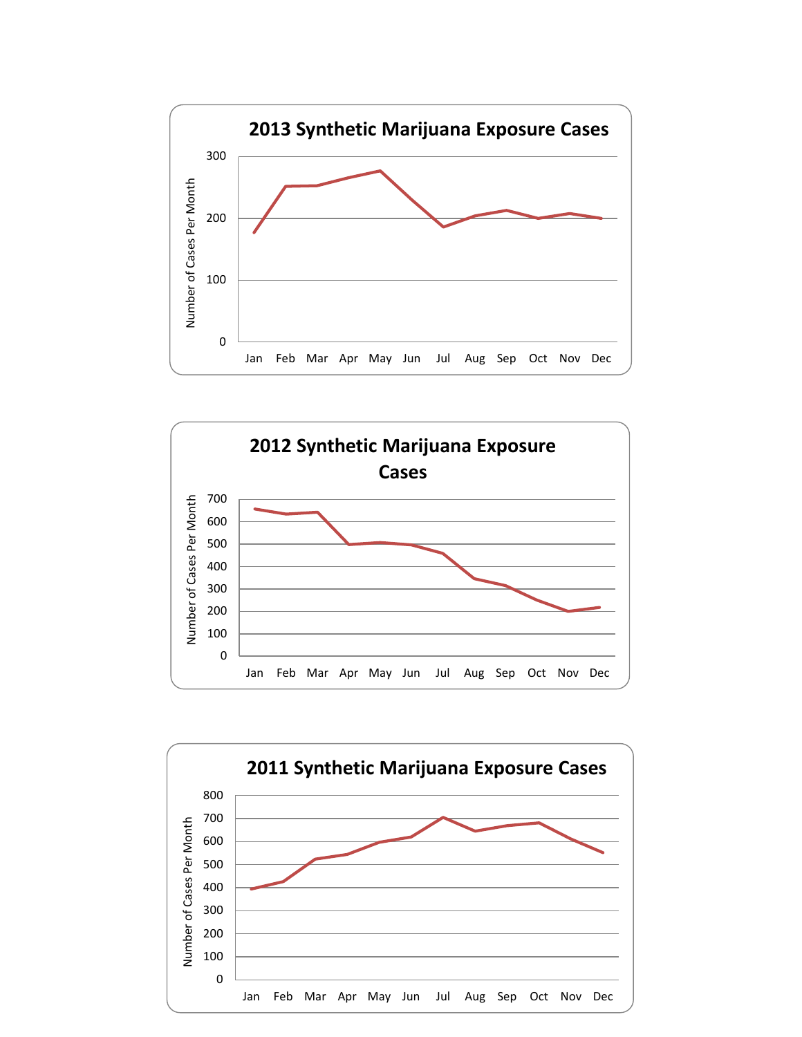2013 Synthetic Marijuana Exposure Cases

Number of Cases Per Month

300
200
100
0

Jan Feb Mar Apr May Jun Jul Aug Sep Oct Nov Dec

2012 Synthetic Marijuana Exposure Cases

Number of Cases Per Month

700
600
500
400
300
200
100
0

Jan Feb Mar Apr May Jun Jul Aug Sep Oct Nov Dec

2011 Synthetic Marijuana Exposure Cases

Number of Cases Per Month

800
700
600
500
400
300
200
100
0

Jan Feb Mar Apr May Jun Jul Aug Sep Oct Nov Dec